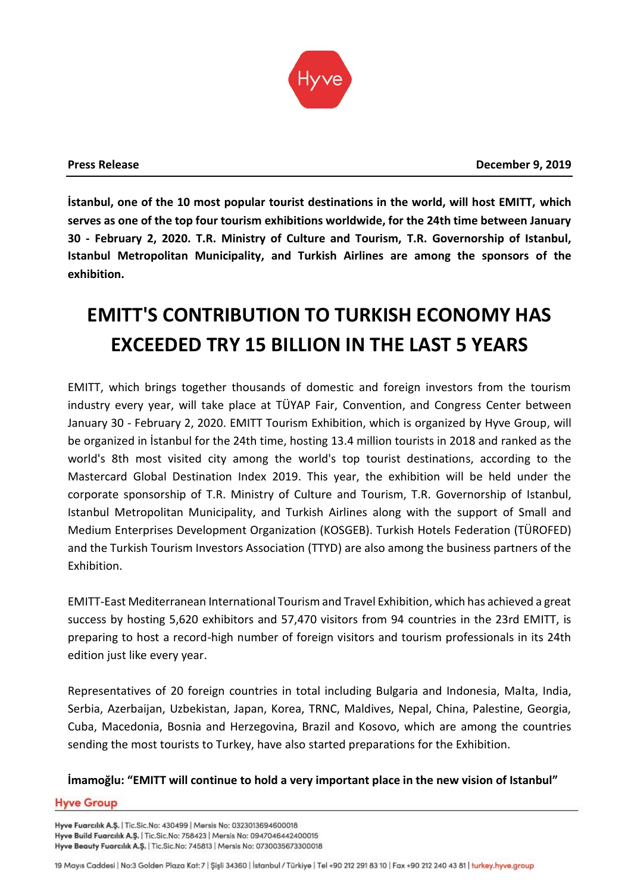**Press Release** **December 9, 2019**

**İstanbul, one of the 10 most popular tourist destinations in the world, will host EMITT, which serves as one of the top four tourism exhibitions worldwide, for the 24th time between January 30 - February 2, 2020. T.R. Ministry of Culture and Tourism, T.R. Governorship of Istanbul, Istanbul Metropolitan Municipality, and Turkish Airlines are among the sponsors of the exhibition.**

# EMITT'S CONTRIBUTION TO TURKISH ECONOMY HAS EXCEEDED TRY 15 BILLION IN THE LAST 5 YEARS

EMITT, which brings together thousands of domestic and foreign investors from the tourism industry every year, will take place at TÜYAP Fair, Convention, and Congress Center between January 30 - February 2, 2020. EMITT Tourism Exhibition, which is organized by Hyve Group, will be organized in İstanbul for the 24th time, hosting 13.4 million tourists in 2018 and ranked as the world's 8th most visited city among the world's top tourist destinations, according to the Mastercard Global Destination Index 2019. This year, the exhibition will be held under the corporate sponsorship of T.R. Ministry of Culture and Tourism, T.R. Governorship of Istanbul, Istanbul Metropolitan Municipality, and Turkish Airlines along with the support of Small and Medium Enterprises Development Organization (KOSGEB). Turkish Hotels Federation (TÜROFED) and the Turkish Tourism Investors Association (TTYD) are also among the business partners of the Exhibition.

EMITT-East Mediterranean International Tourism and Travel Exhibition, which has achieved a great success by hosting 5,620 exhibitors and 57,470 visitors from 94 countries in the 23rd EMITT, is preparing to host a record-high number of foreign visitors and tourism professionals in its 24th edition just like every year.

Representatives of 20 foreign countries in total including Bulgaria and Indonesia, Malta, India, Serbia, Azerbaijan, Uzbekistan, Japan, Korea, TRNC, Maldives, Nepal, China, Palestine, Georgia, Cuba, Macedonia, Bosnia and Herzegovina, Brazil and Kosovo, which are among the countries sending the most tourists to Turkey, have also started preparations for the Exhibition.

**İmamoğlu: "EMITT will continue to hold a very important place in the new vision of Istanbul"**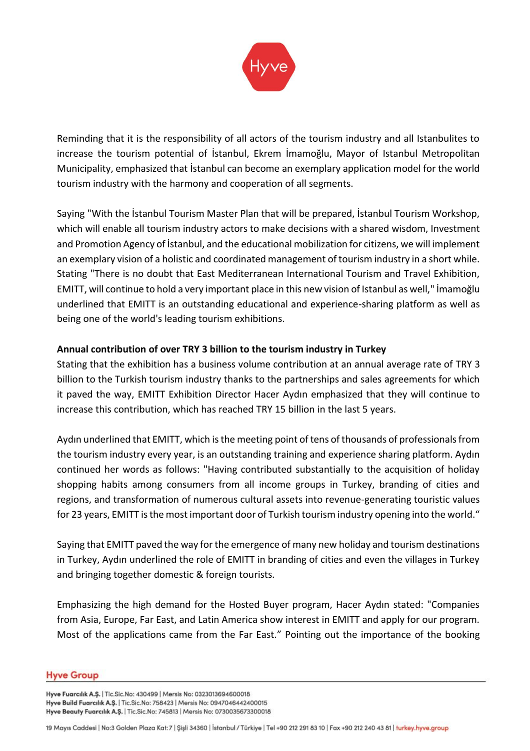Reminding that it is the responsibility of all actors of the tourism industry and all Istanbulites to increase the tourism potential of İstanbul, Ekrem İmamoğlu, Mayor of Istanbul Metropolitan Municipality, emphasized that İstanbul can become an exemplary application model for the world tourism industry with the harmony and cooperation of all segments.

Saying "With the İstanbul Tourism Master Plan that will be prepared, İstanbul Tourism Workshop, which will enable all tourism industry actors to make decisions with a shared wisdom, Investment and Promotion Agency of İstanbul, and the educational mobilization for citizens, we will implement an exemplary vision of a holistic and coordinated management of tourism industry in a short while. Stating "There is no doubt that East Mediterranean International Tourism and Travel Exhibition, EMITT, will continue to hold a very important place in this new vision of Istanbul as well," İmamoğlu underlined that EMITT is an outstanding educational and experience-sharing platform as well as being one of the world's leading tourism exhibitions.

**Annual contribution of over TRY 3 billion to the tourism industry in Turkey**

Stating that the exhibition has a business volume contribution at an annual average rate of TRY 3 billion to the Turkish tourism industry thanks to the partnerships and sales agreements for which it paved the way, EMITT Exhibition Director Hacer Aydın emphasized that they will continue to increase this contribution, which has reached TRY 15 billion in the last 5 years.

Aydın underlined that EMITT, which is the meeting point of tens of thousands of professionals from the tourism industry every year, is an outstanding training and experience sharing platform. Aydın continued her words as follows: "Having contributed substantially to the acquisition of holiday shopping habits among consumers from all income groups in Turkey, branding of cities and regions, and transformation of numerous cultural assets into revenue-generating touristic values for 23 years, EMITT is the most important door of Turkish tourism industry opening into the world."

Saying that EMITT paved the way for the emergence of many new holiday and tourism destinations in Turkey, Aydın underlined the role of EMITT in branding of cities and even the villages in Turkey and bringing together domestic & foreign tourists.

Emphasizing the high demand for the Hosted Buyer program, Hacer Aydın stated: "Companies from Asia, Europe, Far East, and Latin America show interest in EMITT and apply for our program. Most of the applications came from the Far East." Pointing out the importance of the booking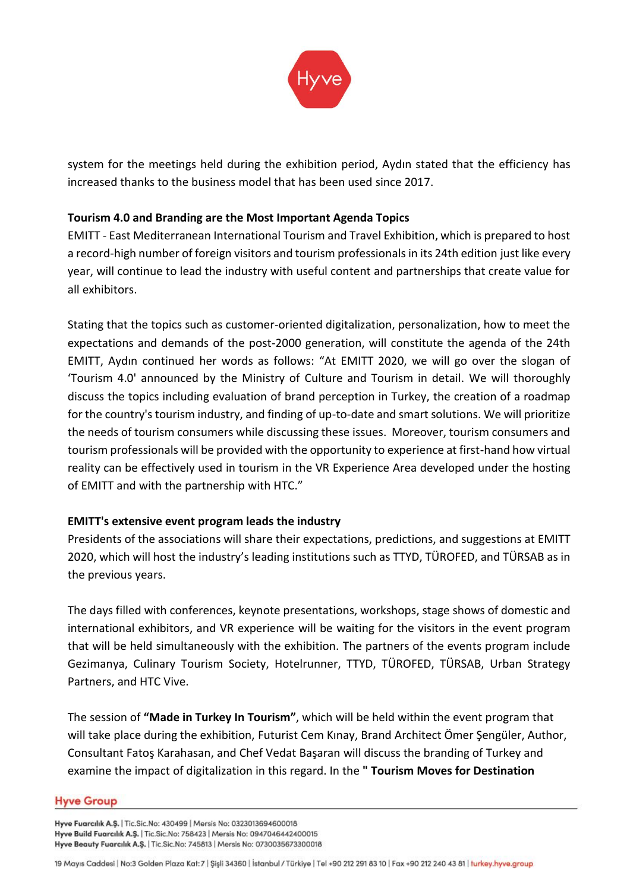system for the meetings held during the exhibition period, Aydın stated that the efficiency has increased thanks to the business model that has been used since 2017.

**Tourism 4.0 and Branding are the Most Important Agenda Topics**

EMITT - East Mediterranean International Tourism and Travel Exhibition, which is prepared to host a record-high number of foreign visitors and tourism professionals in its 24th edition just like every year, will continue to lead the industry with useful content and partnerships that create value for all exhibitors.

Stating that the topics such as customer-oriented digitalization, personalization, how to meet the expectations and demands of the post-2000 generation, will constitute the agenda of the 24th EMITT, Aydın continued her words as follows: "At EMITT 2020, we will go over the slogan of 'Tourism 4.0' announced by the Ministry of Culture and Tourism in detail. We will thoroughly discuss the topics including evaluation of brand perception in Turkey, the creation of a roadmap for the country's tourism industry, and finding of up-to-date and smart solutions. We will prioritize the needs of tourism consumers while discussing these issues. Moreover, tourism consumers and tourism professionals will be provided with the opportunity to experience at first-hand how virtual reality can be effectively used in tourism in the VR Experience Area developed under the hosting of EMITT and with the partnership with HTC."

**EMITT's extensive event program leads the industry**

Presidents of the associations will share their expectations, predictions, and suggestions at EMITT 2020, which will host the industry's leading institutions such as TTYD, TÜROFED, and TÜRSAB as in the previous years.

The days filled with conferences, keynote presentations, workshops, stage shows of domestic and international exhibitors, and VR experience will be waiting for the visitors in the event program that will be held simultaneously with the exhibition. The partners of the events program include Gezimanya, Culinary Tourism Society, Hotelrunner, TTYD, TÜROFED, TÜRSAB, Urban Strategy Partners, and HTC Vive.

The session of **"Made in Turkey In Tourism"**, which will be held within the event program that will take place during the exhibition, Futurist Cem Kınay, Brand Architect Ömer Şengüler, Author, Consultant Fatoş Karahasan, and Chef Vedat Başaran will discuss the branding of Turkey and examine the impact of digitalization in this regard. In the **" Tourism Moves for Destination**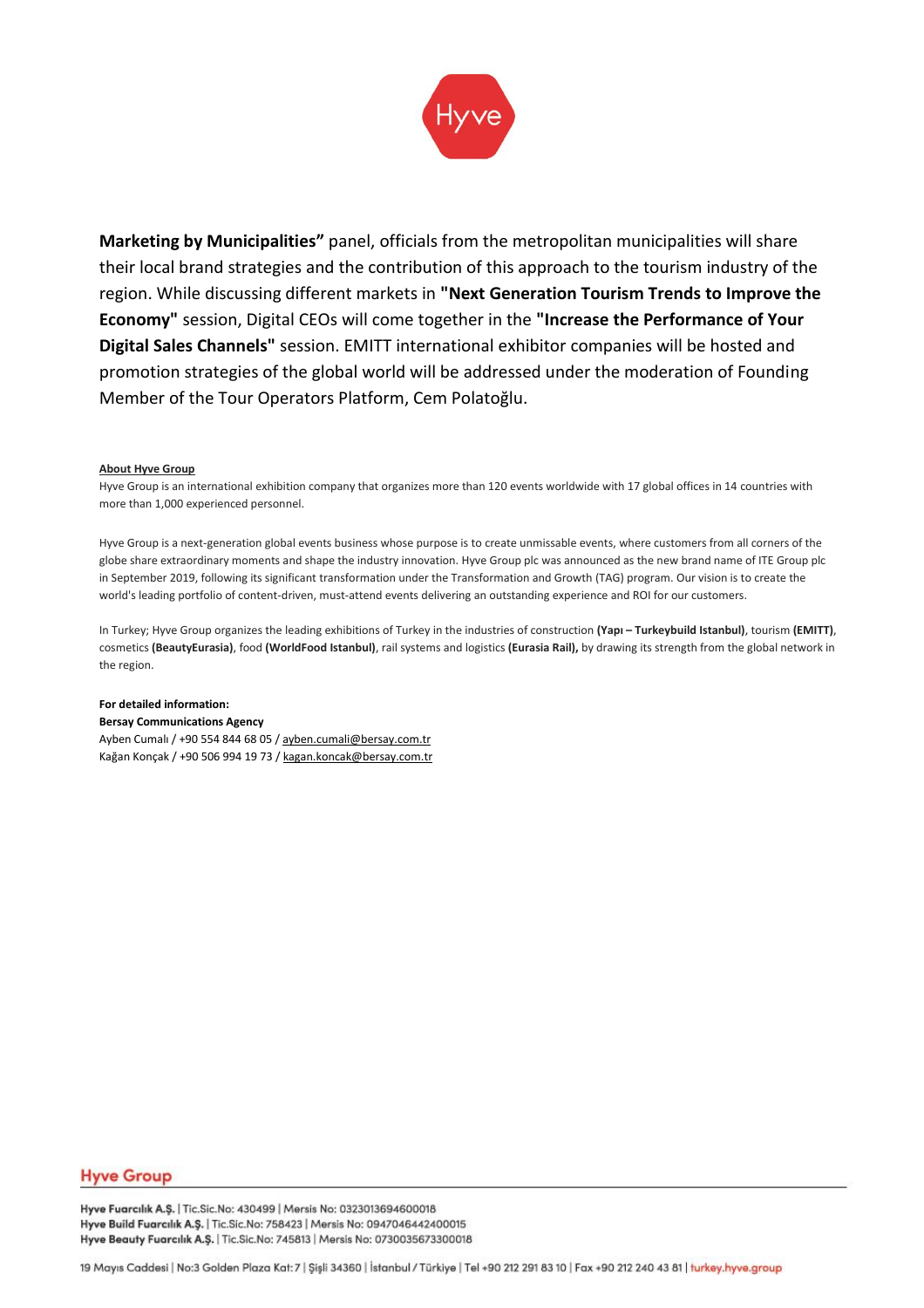**Marketing by Municipalities"** panel, officials from the metropolitan municipalities will share their local brand strategies and the contribution of this approach to the tourism industry of the region. While discussing different markets in **"Next Generation Tourism Trends to Improve the Economy"** session, Digital CEOs will come together in the **"Increase the Performance of Your Digital Sales Channels"** session. EMITT international exhibitor companies will be hosted and promotion strategies of the global world will be addressed under the moderation of Founding Member of the Tour Operators Platform, Cem Polatoğlu.

**About Hyve Group**

Hyve Group is an international exhibition company that organizes more than 120 events worldwide with 17 global offices in 14 countries with more than 1,000 experienced personnel.

Hyve Group is a next-generation global events business whose purpose is to create unmissable events, where customers from all corners of the globe share extraordinary moments and shape the industry innovation. Hyve Group plc was announced as the new brand name of ITE Group plc in September 2019, following its significant transformation under the Transformation and Growth (TAG) program. Our vision is to create the world's leading portfolio of content-driven, must-attend events delivering an outstanding experience and ROI for our customers.

In Turkey; Hyve Group organizes the leading exhibitions of Turkey in the industries of construction **(Yapı – Turkeybuild Istanbul)**, tourism **(EMITT)**, cosmetics **(BeautyEurasia)**, food **(WorldFood Istanbul)**, rail systems and logistics **(Eurasia Rail),** by drawing its strength from the global network in the region.

**For detailed information:**
**Bersay Communications Agency**
Ayben Cumalı / +90 554 844 68 05 / ayben.cumali@bersay.com.tr
Kağan Konçak / +90 506 994 19 73 / kagan.koncak@bersay.com.tr

**Hyve Group**

**Hyve Fuarcılık A.Ş.** | Tic.Sic.No: 430499 | Mersis No: 0323013694600018
**Hyve Build Fuarcılık A.Ş.** | Tic.Sic.No: 758423 | Mersis No: 0947046442400015
**Hyve Beauty Fuarcılık A.Ş.** | Tic.Sic.No: 745813 | Mersis No: 0730035673300018

19 Mayıs Caddesi | No:3 Golden Plaza Kat:7 | Şişli 34360 | İstanbul / Türkiye | Tel +90 212 291 83 10 | Fax +90 212 240 43 81 | turkey.hyve.group